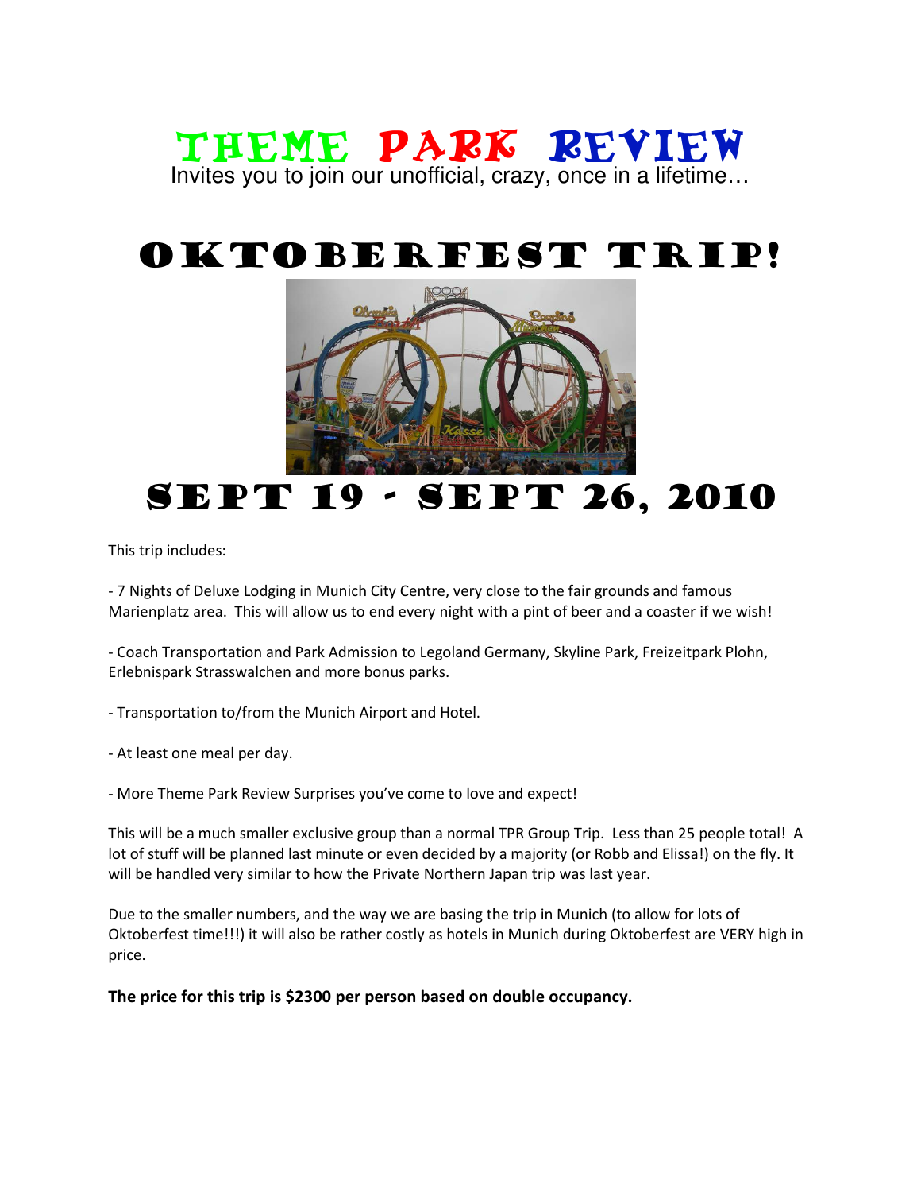# Theme Park Review

Invites you to join our unofficial, crazy, once in a lifetime…

# Oktoberfest Trip!

# Sept 19 - Sept 26, 2010

This trip includes:

- 7 Nights of Deluxe Lodging in Munich City Centre, very close to the fair grounds and famous Marienplatz area. This will allow us to end every night with a pint of beer and a coaster if we wish!

- Coach Transportation and Park Admission to Legoland Germany, Skyline Park, Freizeitpark Plohn, Erlebnispark Strasswalchen and more bonus parks.

- Transportation to/from the Munich Airport and Hotel.

- At least one meal per day.

- More Theme Park Review Surprises you've come to love and expect!

This will be a much smaller exclusive group than a normal TPR Group Trip. Less than 25 people total! A lot of stuff will be planned last minute or even decided by a majority (or Robb and Elissa!) on the fly. It will be handled very similar to how the Private Northern Japan trip was last year.

Due to the smaller numbers, and the way we are basing the trip in Munich (to allow for lots of Oktoberfest time!!!) it will also be rather costly as hotels in Munich during Oktoberfest are VERY high in price.

**The price for this trip is $2300 per person based on double occupancy.**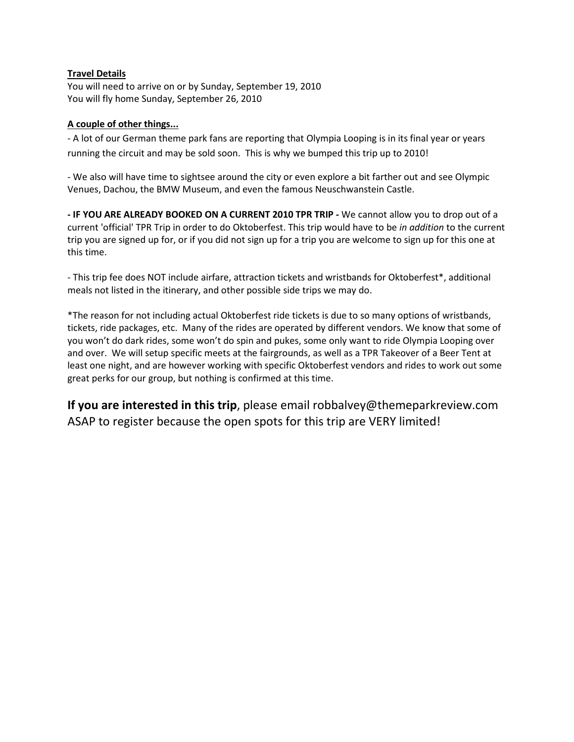**Travel Details**

You will need to arrive on or by Sunday, September 19, 2010
You will fly home Sunday, September 26, 2010

**A couple of other things...**

- A lot of our German theme park fans are reporting that Olympia Looping is in its final year or years running the circuit and may be sold soon. This is why we bumped this trip up to 2010!

- We also will have time to sightsee around the city or even explore a bit farther out and see Olympic Venues, Dachou, the BMW Museum, and even the famous Neuschwanstein Castle.

**- IF YOU ARE ALREADY BOOKED ON A CURRENT 2010 TPR TRIP -** We cannot allow you to drop out of a current 'official' TPR Trip in order to do Oktoberfest. This trip would have to be *in addition* to the current trip you are signed up for, or if you did not sign up for a trip you are welcome to sign up for this one at this time.

- This trip fee does NOT include airfare, attraction tickets and wristbands for Oktoberfest*, additional meals not listed in the itinerary, and other possible side trips we may do.

*The reason for not including actual Oktoberfest ride tickets is due to so many options of wristbands, tickets, ride packages, etc. Many of the rides are operated by different vendors. We know that some of you won't do dark rides, some won't do spin and pukes, some only want to ride Olympia Looping over and over. We will setup specific meets at the fairgrounds, as well as a TPR Takeover of a Beer Tent at least one night, and are however working with specific Oktoberfest vendors and rides to work out some great perks for our group, but nothing is confirmed at this time.

**If you are interested in this trip**, please email robbalvey@themeparkreview.com ASAP to register because the open spots for this trip are VERY limited!